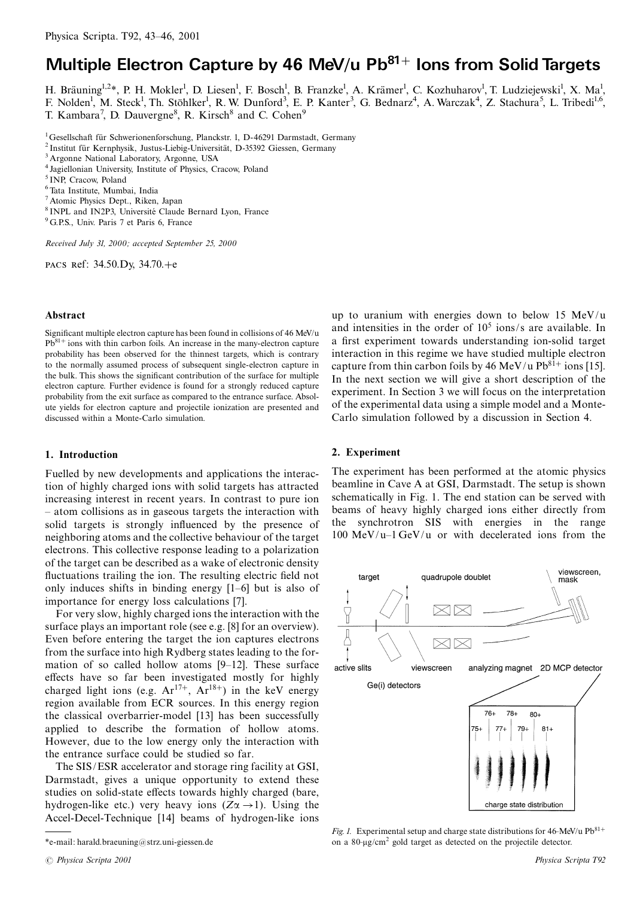Physica Scripta. T92, 43–46, 2001

# Multiple Electron Capture by 46 MeV/u $Pb^{81+}$ Ions from Solid Targets

H. Bräuning[1,2]*, P. H. Mokler[1], D. Liesen[1], F. Bosch[1], B. Franzke[1], A. Krämer[1], C. Kozhuharov[1], T. Ludziejewski[1], X. Ma[1], F. Nolden[1], M. Steck[1], Th. Stöhlker[1], R. W. Dunford[3], E. P. Kanter[3], G. Bednarz[4], A. Warczak[4], Z. Stachura[5], L. Tribedi[1,6], T. Kambara[7], D. Dauvergne[8], R. Kirsch[8] and C. Cohen[9]

[1] Gesellschaft für Schwerionenforschung, Planckstr. 1, D-46291 Darmstadt, Germany
[2] Institut für Kernphysik, Justus-Liebig-Universität, D-35392 Giessen, Germany
[3] Argonne National Laboratory, Argonne, USA
[4] Jagiellonian University, Institute of Physics, Cracow, Poland
[5] INP, Cracow, Poland
[6] Tata Institute, Mumbai, India
[7] Atomic Physics Dept., Riken, Japan
[8] INPL and IN2P3, Université Claude Bernard Lyon, France
[9] G.P.S., Univ. Paris 7 et Paris 6, France

*Received July 31, 2000; accepted September 25, 2000*

PACS Ref: 34.50.Dy, 34.70.+e

### Abstract

Significant multiple electron capture has been found in collisions of 46 MeV/u $Pb^{81+}$ ions with thin carbon foils. An increase in the many-electron capture probability has been observed for the thinnest targets, which is contrary to the normally assumed process of subsequent single-electron capture in the bulk. This shows the significant contribution of the surface for multiple electron capture. Further evidence is found for a strongly reduced capture probability from the exit surface as compared to the entrance surface. Absolute yields for electron capture and projectile ionization are presented and discussed within a Monte-Carlo simulation.

## 1. Introduction

Fuelled by new developments and applications the interaction of highly charged ions with solid targets has attracted increasing interest in recent years. In contrast to pure ion – atom collisions as in gaseous targets the interaction with solid targets is strongly influenced by the presence of neighboring atoms and the collective behaviour of the target electrons. This collective response leading to a polarization of the target can be described as a wake of electronic density fluctuations trailing the ion. The resulting electric field not only induces shifts in binding energy [1–6] but is also of importance for energy loss calculations [7].

For very slow, highly charged ions the interaction with the surface plays an important role (see e.g. [8] for an overview). Even before entering the target the ion captures electrons from the surface into high Rydberg states leading to the formation of so called hollow atoms [9–12]. These surface effects have so far been investigated mostly for highly charged light ions (e.g. $Ar^{17+}$, $Ar^{18+}$) in the keV energy region available from ECR sources. In this energy region the classical overbarrier-model [13] has been successfully applied to describe the formation of hollow atoms. However, due to the low energy only the interaction with the entrance surface could be studied so far.

The SIS/ESR accelerator and storage ring facility at GSI, Darmstadt, gives a unique opportunity to extend these studies on solid-state effects towards highly charged (bare, hydrogen-like etc.) very heavy ions ($Z\alpha \rightarrow 1$). Using the Accel-Decel-Technique [14] beams of hydrogen-like ions up to uranium with energies down to below 15 MeV/u and intensities in the order of $10^5$ ions/s are available. In a first experiment towards understanding ion-solid target interaction in this regime we have studied multiple electron capture from thin carbon foils by 46 MeV/u $Pb^{81+}$ ions [15]. In the next section we will give a short description of the experiment. In Section 3 we will focus on the interpretation of the experimental data using a simple model and a Monte-Carlo simulation followed by a discussion in Section 4.

*e-mail: harald.braeuning@strz.uni-giessen.de

## 2. Experiment

The experiment has been performed at the atomic physics beamline in Cave A at GSI, Darmstadt. The setup is shown schematically in Fig. 1. The end station can be served with beams of heavy highly charged ions either directly from the synchrotron SIS with energies in the range 100 MeV/u–1 GeV/u or with decelerated ions from the

target
quadrupole doublet
viewscreen, mask
active slits
viewscreen
analyzing magnet
2D MCP detector
Ge(i) detectors
76+ 78+ 80+
75+ 77+ 79+ 81+
charge state distribution

*Fig. 1.* Experimental setup and charge state distributions for 46-MeV/u $Pb^{81+}$ on a 80-μg/cm² gold target as detected on the projectile detector.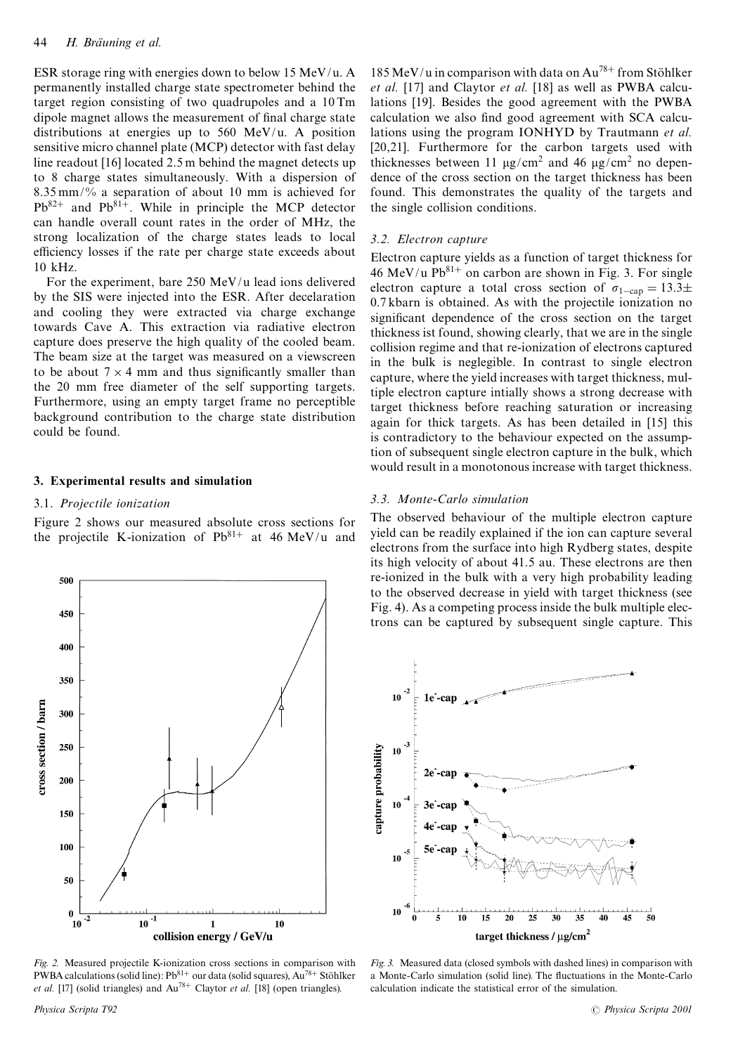ESR storage ring with energies down to below 15 MeV/u. A permanently installed charge state spectrometer behind the target region consisting of two quadrupoles and a 10 Tm dipole magnet allows the measurement of final charge state distributions at energies up to 560 MeV/u. A position sensitive micro channel plate (MCP) detector with fast delay line readout [16] located 2.5 m behind the magnet detects up to 8 charge states simultaneously. With a dispersion of 8.35 mm/% a separation of about 10 mm is achieved for $Pb^{82+}$ and $Pb^{81+}$. While in principle the MCP detector can handle overall count rates in the order of MHz, the strong localization of the charge states leads to local efficiency losses if the rate per charge state exceeds about 10 kHz.

For the experiment, bare 250 MeV/u lead ions delivered by the SIS were injected into the ESR. After decelaration and cooling they were extracted via charge exchange towards Cave A. This extraction via radiative electron capture does preserve the high quality of the cooled beam. The beam size at the target was measured on a viewscreen to be about $7 \times 4$ mm and thus significantly smaller than the 20 mm free diameter of the self supporting targets. Furthermore, using an empty target frame no perceptible background contribution to the charge state distribution could be found.

## 3. Experimental results and simulation

### 3.1. *Projectile ionization*

Figure 2 shows our measured absolute cross sections for the projectile K-ionization of $Pb^{81+}$ at 46 MeV/u and 185 MeV/u in comparison with data on $Au^{78+}$ from Stöhlker *et al.* [17] and Claytor *et al.* [18] as well as PWBA calculations [19]. Besides the good agreement with the PWBA calculation we also find good agreement with SCA calculations using the program IONHYD by Trautmann *et al.* [20,21]. Furthermore for the carbon targets used with thicknesses between 11 μg/cm² and 46 μg/cm² no dependence of the cross section on the target thickness has been found. This demonstrates the quality of the targets and the single collision conditions.

*Fig. 2.* Measured projectile K-ionization cross sections in comparison with PWBA calculations (solid line): $Pb^{81+}$ our data (solid squares), $Au^{78+}$ Stöhlker *et al.* [17] (solid triangles) and $Au^{78+}$ Claytor *et al.* [18] (open triangles).

### 3.2. *Electron capture*

Electron capture yields as a function of target thickness for 46 MeV/u $Pb^{81+}$ on carbon are shown in Fig. 3. For single electron capture a total cross section of $\sigma_{1-\mathrm{cap}} = 13.3 \pm 0.7$ kbarn is obtained. As with the projectile ionization no significant dependence of the cross section on the target thickness ist found, showing clearly, that we are in the single collision regime and that re-ionization of electrons captured in the bulk is neglegible. In contrast to single electron capture, where the yield increases with target thickness, multiple electron capture intially shows a strong decrease with target thickness before reaching saturation or increasing again for thick targets. As has been detailed in [15] this is contradictory to the behaviour expected on the assumption of subsequent single electron capture in the bulk, which would result in a monotonous increase with target thickness.

### 3.3. *Monte-Carlo simulation*

The observed behaviour of the multiple electron capture yield can be readily explained if the ion can capture several electrons from the surface into high Rydberg states, despite its high velocity of about 41.5 au. These electrons are then re-ionized in the bulk with a very high probability leading to the observed decrease in yield with target thickness (see Fig. 4). As a competing process inside the bulk multiple electrons can be captured by subsequent single capture. This

*Fig. 3.* Measured data (closed symbols with dashed lines) in comparison with a Monte-Carlo simulation (solid line). The fluctuations in the Monte-Carlo calculation indicate the statistical error of the simulation.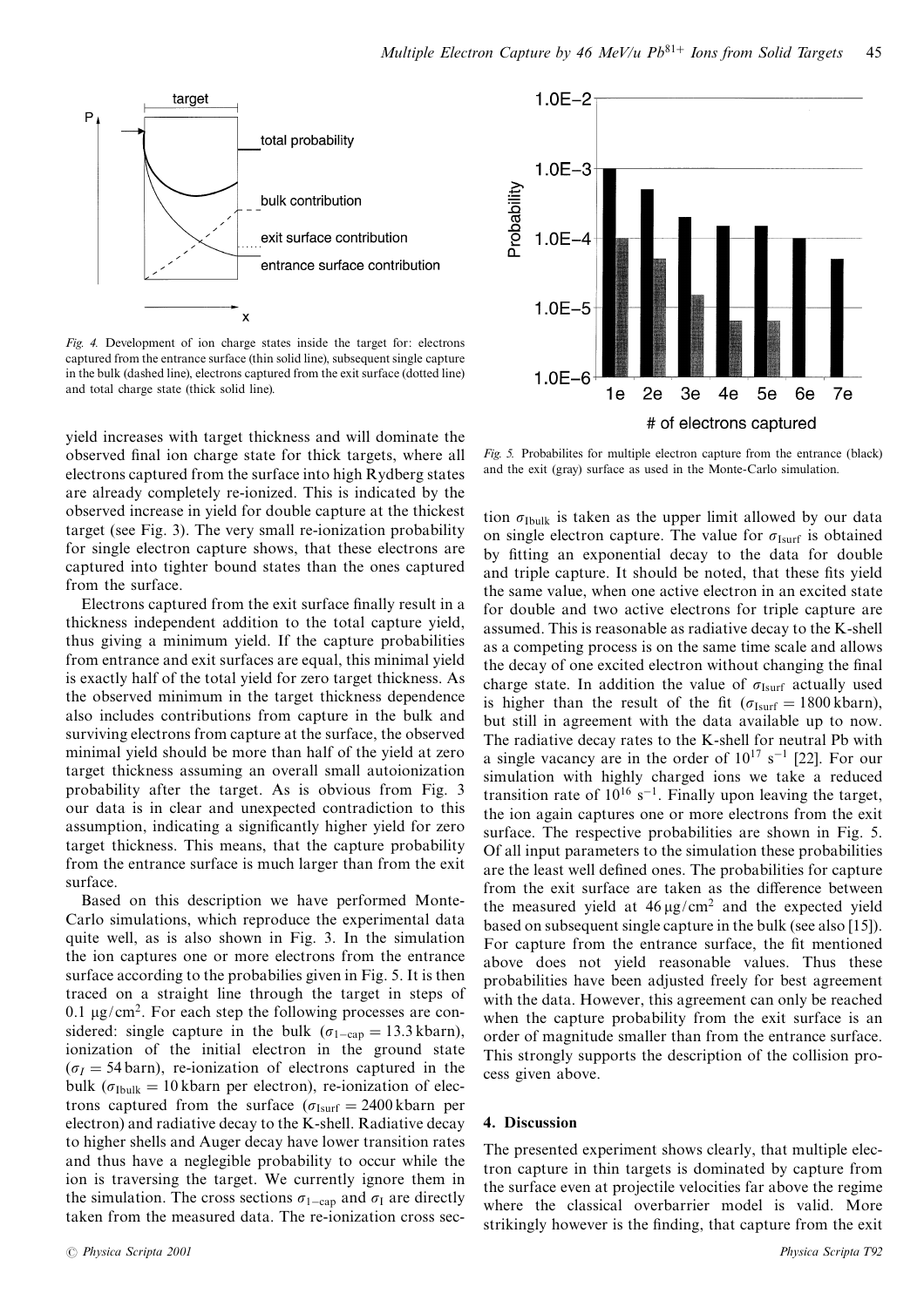target

P

total probability

bulk contribution

exit surface contribution

entrance surface contribution

x

*Fig. 4.* Development of ion charge states inside the target for: electrons captured from the entrance surface (thin solid line), subsequent single capture in the bulk (dashed line), electrons captured from the exit surface (dotted line) and total charge state (thick solid line).

yield increases with target thickness and will dominate the observed final ion charge state for thick targets, where all electrons captured from the surface into high Rydberg states are already completely re-ionized. This is indicated by the observed increase in yield for double capture at the thickest target (see Fig. 3). The very small re-ionization probability for single electron capture shows, that these electrons are captured into tighter bound states than the ones captured from the surface.

Electrons captured from the exit surface finally result in a thickness independent addition to the total capture yield, thus giving a minimum yield. If the capture probabilities from entrance and exit surfaces are equal, this minimal yield is exactly half of the total yield for zero target thickness. As the observed minimum in the target thickness dependence also includes contributions from capture in the bulk and surviving electrons from capture at the surface, the observed minimal yield should be more than half of the yield at zero target thickness assuming an overall small autoionization probability after the target. As is obvious from Fig. 3 our data is in clear and unexpected contradiction to this assumption, indicating a significantly higher yield for zero target thickness. This means, that the capture probability from the entrance surface is much larger than from the exit surface.

Based on this description we have performed Monte-Carlo simulations, which reproduce the experimental data quite well, as is also shown in Fig. 3. In the simulation the ion captures one or more electrons from the entrance surface according to the probabilies given in Fig. 5. It is then traced on a straight line through the target in steps of 0.1 $\mu g/cm^2$. For each step the following processes are considered: single capture in the bulk ($\sigma_{1-cap} = 13.3$ kbarn), ionization of the initial electron in the ground state ($\sigma_I = 54$ barn), re-ionization of electrons captured in the bulk ($\sigma_{Ibulk} = 10$ kbarn per electron), re-ionization of electrons captured from the surface ($\sigma_{Isurf} = 2400$ kbarn per electron) and radiative decay to the K-shell. Radiative decay to higher shells and Auger decay have lower transition rates and thus have a neglegible probability to occur while the ion is traversing the target. We currently ignore them in the simulation. The cross sections $\sigma_{1-cap}$ and $\sigma_I$ are directly taken from the measured data. The re-ionization cross section $\sigma_{Ibulk}$ is taken as the upper limit allowed by our data on single electron capture. The value for $\sigma_{Isurf}$ is obtained by fitting an exponential decay to the data for double and triple capture. It should be noted, that these fits yield the same value, when one active electron in an excited state for double and two active electrons for triple capture are assumed. This is reasonable as radiative decay to the K-shell as a competing process is on the same time scale and allows the decay of one excited electron without changing the final charge state. In addition the value of $\sigma_{Isurf}$ actually used is higher than the result of the fit ($\sigma_{Isurf} = 1800$ kbarn), but still in agreement with the data available up to now. The radiative decay rates to the K-shell for neutral Pb with a single vacancy are in the order of $10^{17}$ $s^{-1}$ [22]. For our simulation with highly charged ions we take a reduced transition rate of $10^{16}$ $s^{-1}$. Finally upon leaving the target, the ion again captures one or more electrons from the exit surface. The respective probabilities are shown in Fig. 5. Of all input parameters to the simulation these probabilities are the least well defined ones. The probabilities for capture from the exit surface are taken as the difference between the measured yield at 46 $\mu g/cm^2$ and the expected yield based on subsequent single capture in the bulk (see also [15]). For capture from the entrance surface, the fit mentioned above does not yield reasonable values. Thus these probabilities have been adjusted freely for best agreement with the data. However, this agreement can only be reached when the capture probability from the exit surface is an order of magnitude smaller than from the entrance surface. This strongly supports the description of the collision process given above.

Probability

1.0E–2
1.0E–3
1.0E–4
1.0E–5
1.0E–6

1e 2e 3e 4e 5e 6e 7e

\# of electrons captured

*Fig. 5.* Probabilites for multiple electron capture from the entrance (black) and the exit (gray) surface as used in the Monte-Carlo simulation.

## 4. Discussion

The presented experiment shows clearly, that multiple electron capture in thin targets is dominated by capture from the surface even at projectile velocities far above the regime where the classical overbarrier model is valid. More strikingly however is the finding, that capture from the exit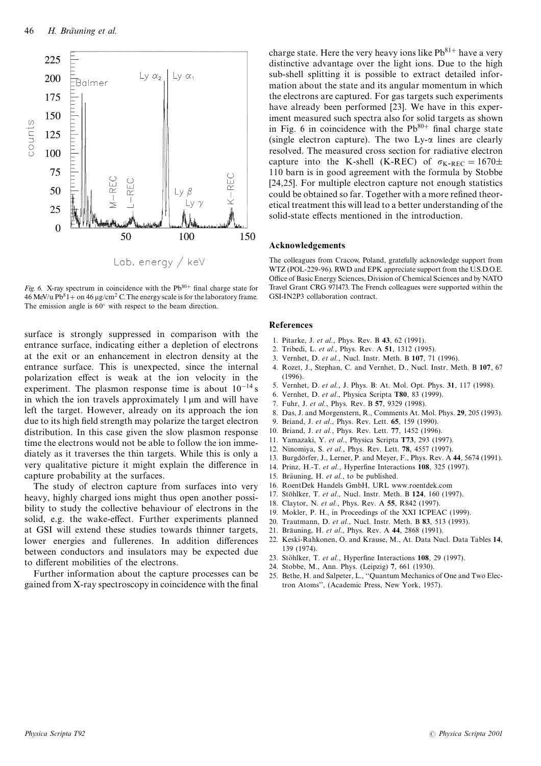225
200
175
150
125
100
75
50
25
0

counts

Balmer

Ly $\alpha_2$

Ly $\alpha_1$

M-REC

L-REC

Ly $\beta$

Ly $\gamma$

K-REC

50

100

150

Lab. energy / keV

*Fig. 6.* X-ray spectrum in coincidence with the $Pb^{80+}$ final charge state for 46 MeV/u $Pb^{81+}$ on 46 μg/cm$^2$ C. The energy scale is for the laboratory frame. The emission angle is 60° with respect to the beam direction.

surface is strongly suppressed in comparison with the entrance surface, indicating either a depletion of electrons at the exit or an enhancement in electron density at the entrance surface. This is unexpected, since the internal polarization effect is weak at the ion velocity in the experiment. The plasmon response time is about $10^{-14}$ s in which the ion travels approximately 1 μm and will have left the target. However, already on its approach the ion due to its high field strength may polarize the target electron distribution. In this case given the slow plasmon response time the electrons would not be able to follow the ion immediately as it traverses the thin targets. While this is only a very qualitative picture it might explain the difference in capture probability at the surfaces.

The study of electron capture from surfaces into very heavy, highly charged ions might thus open another possibility to study the collective behaviour of electrons in the solid, e.g. the wake-effect. Further experiments planned at GSI will extend these studies towards thinner targets, lower energies and fullerenes. In addition differences between conductors and insulators may be expected due to different mobilities of the electrons.

Further information about the capture processes can be gained from X-ray spectroscopy in coincidence with the final charge state. Here the very heavy ions like $Pb^{81+}$ have a very distinctive advantage over the light ions. Due to the high sub-shell splitting it is possible to extract detailed information about the state and its angular momentum in which the electrons are captured. For gas targets such experiments have already been performed [23]. We have in this experiment measured such spectra also for solid targets as shown in Fig. 6 in coincidence with the $Pb^{80+}$ final charge state (single electron capture). The two Ly-$\alpha$ lines are clearly resolved. The measured cross section for radiative electron capture into the K-shell (K-REC) of $\sigma_{\text{K-REC}} = 1670 \pm 110$ barn is in good agreement with the formula by Stobbe [24,25]. For multiple electron capture not enough statistics could be obtained so far. Together with a more refined theoretical treatment this will lead to a better understanding of the solid-state effects mentioned in the introduction.

### Acknowledgements

The colleagues from Cracow, Poland, gratefully acknowledge support from WTZ (POL-229-96). RWD and EPK appreciate support from the U.S.D.O.E. Office of Basic Energy Sciences, Division of Chemical Sciences and by NATO Travel Grant CRG 971473. The French colleagues were supported within the GSI-IN2P3 collaboration contract.

### References

1. Pitarke, J. *et al.*, Phys. Rev. B **43**, 62 (1991).
2. Tribedi, L. *et al.*, Phys. Rev. A **51**, 1312 (1995).
3. Vernhet, D. *et al.*, Nucl. Instr. Meth. B **107**, 71 (1996).
4. Rozet, J., Stephan, C. and Vernhet, D., Nucl. Instr. Meth. B **107**, 67 (1996).
5. Vernhet, D. *et al.*, J. Phys. B: At. Mol. Opt. Phys. **31**, 117 (1998).
6. Vernhet, D. *et al*., Physica Scripta **T80**, 83 (1999).
7. Fuhr, J. *et al.*, Phys. Rev. B **57**, 9329 (1998).
8. Das, J. and Morgenstern, R., Comments At. Mol. Phys. **29**, 205 (1993).
9. Briand, J. *et al*., Phys. Rev. Lett. **65**, 159 (1990).
10. Briand, J. *et al.*, Phys. Rev. Lett. **77**, 1452 (1996).
11. Yamazaki, Y. *et al.*, Physica Scripta **T73**, 293 (1997).
12. Ninomiya, S. *et al.*, Phys. Rev. Lett. **78**, 4557 (1997).
13. Burgdörfer, J., Lerner, P. and Meyer, F., Phys. Rev. A **44**, 5674 (1991).
14. Prinz, H.-T. *et al.*, Hyperfine Interactions **108**, 325 (1997).
15. Bräuning, H. *et al.*, to be published.
16. RoentDek Handels GmbH, URL www.roentdek.com
17. Stöhlker, T. *et al.*, Nucl. Instr. Meth. B **124**, 160 (1997).
18. Claytor, N. *et al.*, Phys. Rev. A **55**, R842 (1997).
19. Mokler, P. H., in Proceedings of the XXI ICPEAC (1999).
20. Trautmann, D. *et al.*, Nucl. Instr. Meth. B **83**, 513 (1993).
21. Bräuning, H. *et al.*, Phys. Rev. A **44**, 2868 (1991).
22. Keski-Rahkonen, O. and Krause, M., At. Data Nucl. Data Tables **14**, 139 (1974).
23. Stöhlker, T. *et al.*, Hyperfine Interactions **108**, 29 (1997).
24. Stobbe, M., Ann. Phys. (Leipzig) **7**, 661 (1930).
25. Bethe, H. and Salpeter, L., ''Quantum Mechanics of One and Two Electron Atoms'', (Academic Press, New York, 1957).